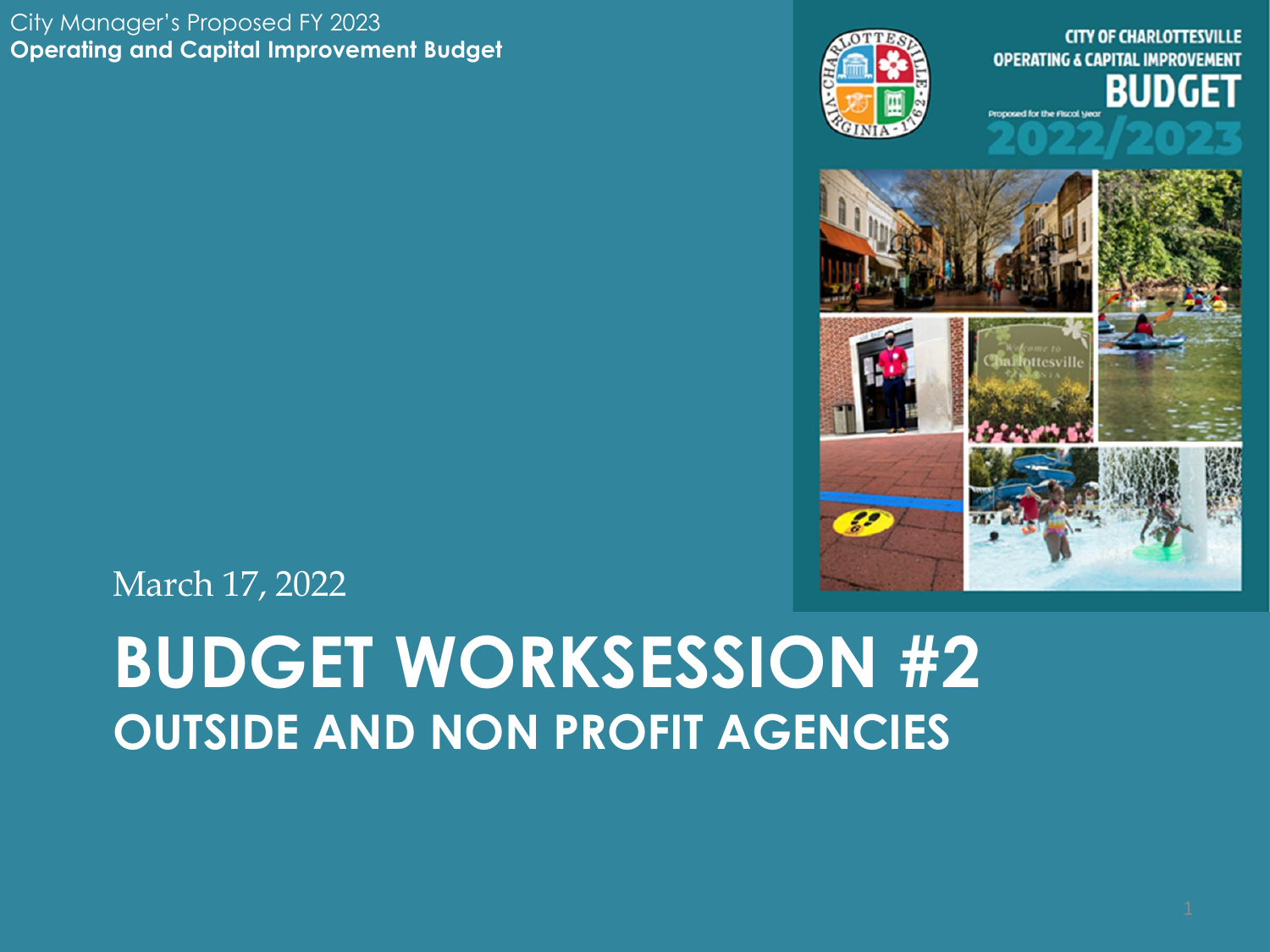City Manager's Proposed FY 2023

**Operating and Capital Improvement Budget**

March 17, 2022

# BUDGET WORKSESSION #2

## OUTSIDE AND NON PROFIT AGENCIES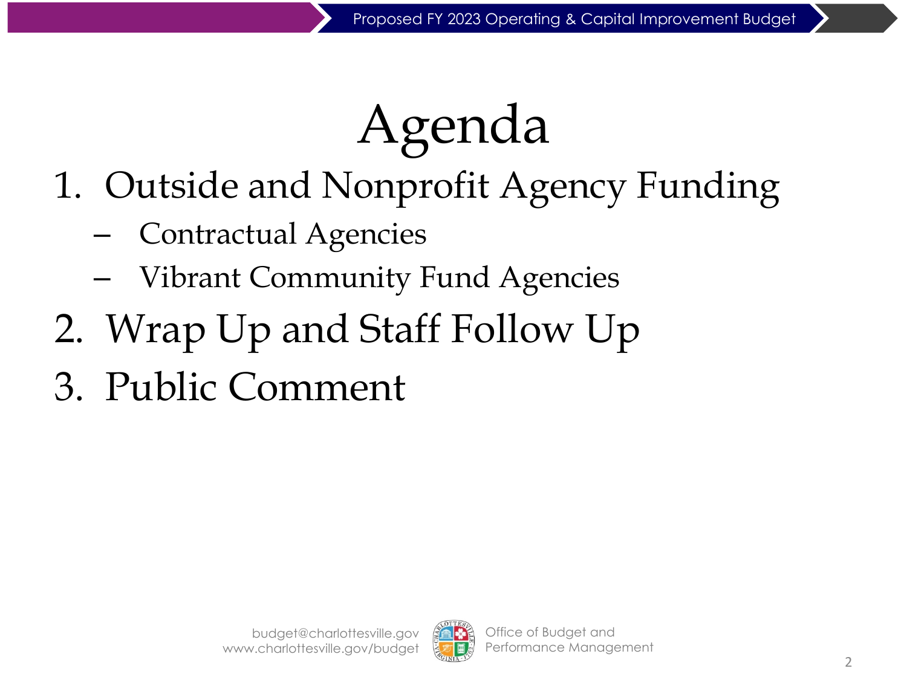# Agenda

1. Outside and Nonprofit Agency Funding
   - Contractual Agencies
   - Vibrant Community Fund Agencies
2. Wrap Up and Staff Follow Up
3. Public Comment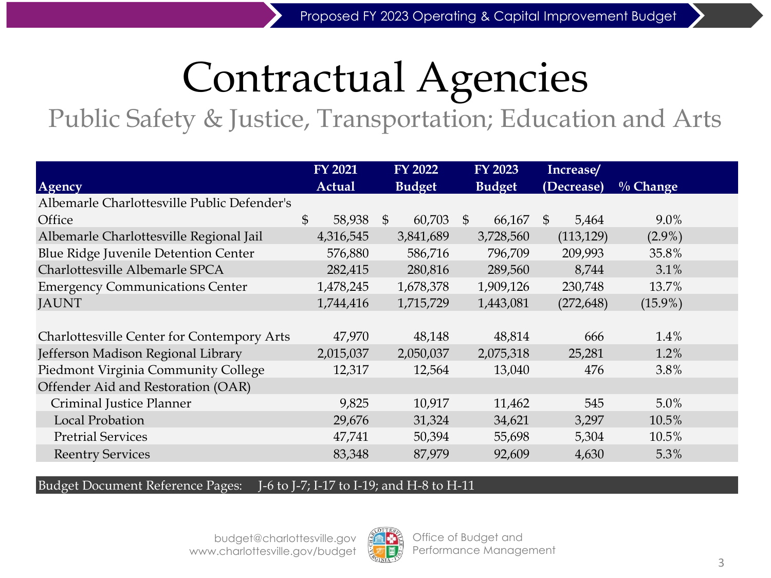# Contractual Agencies

## Public Safety & Justice, Transportation; Education and Arts

| Agency | FY 2021 Actual | FY 2022 Budget | FY 2023 Budget | Increase/ (Decrease) | % Change |
|---|---|---|---|---|---|
| Albemarle Charlottesville Public Defender's Office | $ 58,938 | $ 60,703 | $ 66,167 | $ 5,464 | 9.0% |
| Albemarle Charlottesville Regional Jail | 4,316,545 | 3,841,689 | 3,728,560 | (113,129) | (2.9%) |
| Blue Ridge Juvenile Detention Center | 576,880 | 586,716 | 796,709 | 209,993 | 35.8% |
| Charlottesville Albemarle SPCA | 282,415 | 280,816 | 289,560 | 8,744 | 3.1% |
| Emergency Communications Center | 1,478,245 | 1,678,378 | 1,909,126 | 230,748 | 13.7% |
| JAUNT | 1,744,416 | 1,715,729 | 1,443,081 | (272,648) | (15.9%) |
| | | | | | |
| Charlottesville Center for Contempory Arts | 47,970 | 48,148 | 48,814 | 666 | 1.4% |
| Jefferson Madison Regional Library | 2,015,037 | 2,050,037 | 2,075,318 | 25,281 | 1.2% |
| Piedmont Virginia Community College | 12,317 | 12,564 | 13,040 | 476 | 3.8% |
| Offender Aid and Restoration (OAR) | | | | | |
| Criminal Justice Planner | 9,825 | 10,917 | 11,462 | 545 | 5.0% |
| Local Probation | 29,676 | 31,324 | 34,621 | 3,297 | 10.5% |
| Pretrial Services | 47,741 | 50,394 | 55,698 | 5,304 | 10.5% |
| Reentry Services | 83,348 | 87,979 | 92,609 | 4,630 | 5.3% |

Budget Document Reference Pages: J-6 to J-7; I-17 to I-19; and H-8 to H-11

budget@charlottesville.gov
www.charlottesville.gov/budget

Office of Budget and Performance Management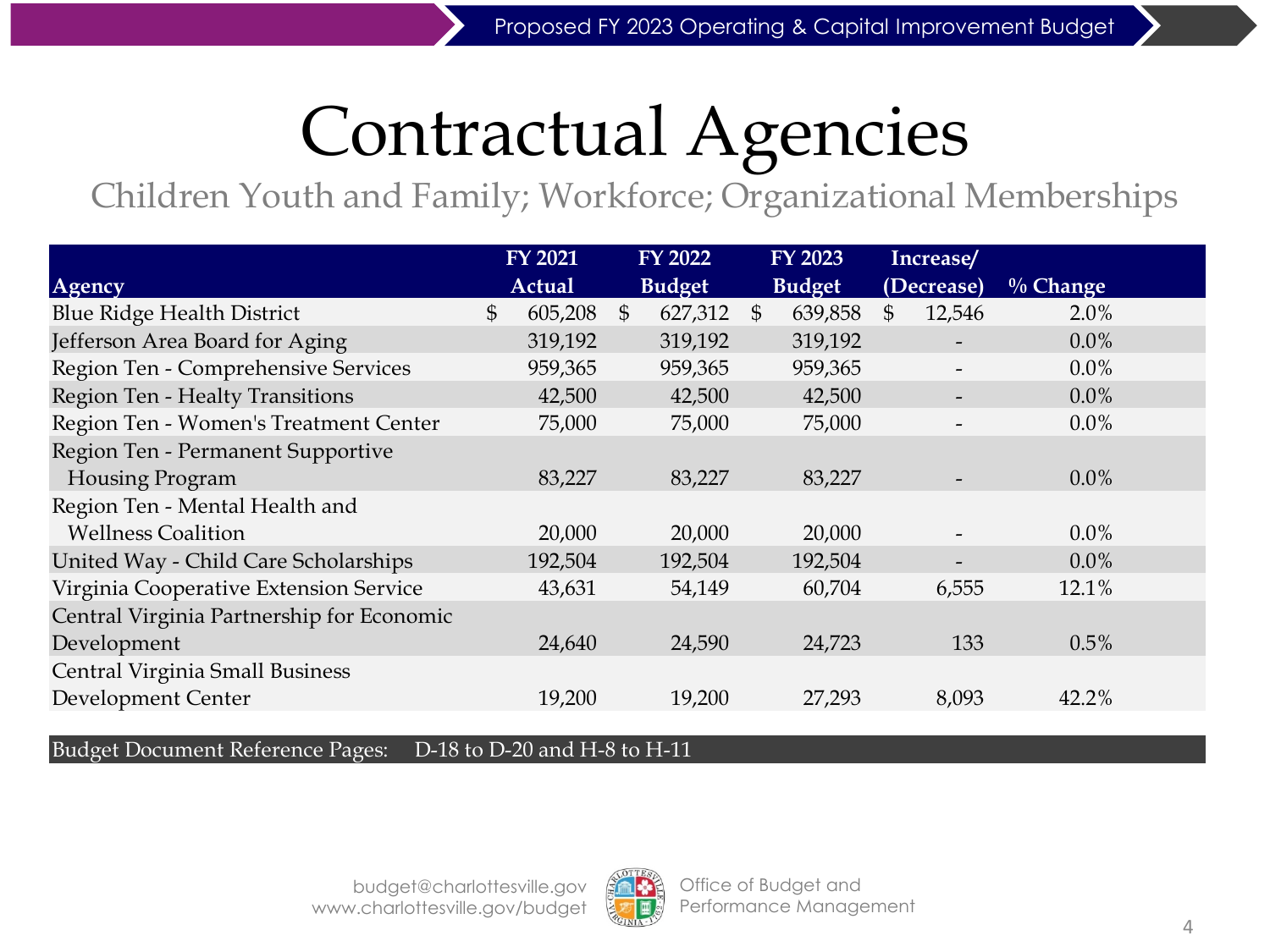# Contractual Agencies

## Children Youth and Family; Workforce; Organizational Memberships

| Agency | FY 2021 Actual | FY 2022 Budget | FY 2023 Budget | Increase/ (Decrease) | % Change |
|---|---|---|---|---|---|
| Blue Ridge Health District | $ 605,208 | $ 627,312 | $ 639,858 | $ 12,546 | 2.0% |
| Jefferson Area Board for Aging | 319,192 | 319,192 | 319,192 | - | 0.0% |
| Region Ten - Comprehensive Services | 959,365 | 959,365 | 959,365 | - | 0.0% |
| Region Ten - Healty Transitions | 42,500 | 42,500 | 42,500 | - | 0.0% |
| Region Ten - Women's Treatment Center | 75,000 | 75,000 | 75,000 | - | 0.0% |
| Region Ten - Permanent Supportive Housing Program | 83,227 | 83,227 | 83,227 | - | 0.0% |
| Region Ten - Mental Health and Wellness Coalition | 20,000 | 20,000 | 20,000 | - | 0.0% |
| United Way - Child Care Scholarships | 192,504 | 192,504 | 192,504 | - | 0.0% |
| Virginia Cooperative Extension Service | 43,631 | 54,149 | 60,704 | 6,555 | 12.1% |
| Central Virginia Partnership for Economic Development | 24,640 | 24,590 | 24,723 | 133 | 0.5% |
| Central Virginia Small Business Development Center | 19,200 | 19,200 | 27,293 | 8,093 | 42.2% |

Budget Document Reference Pages: D-18 to D-20 and H-8 to H-11

budget@charlottesville.gov
www.charlottesville.gov/budget

Office of Budget and Performance Management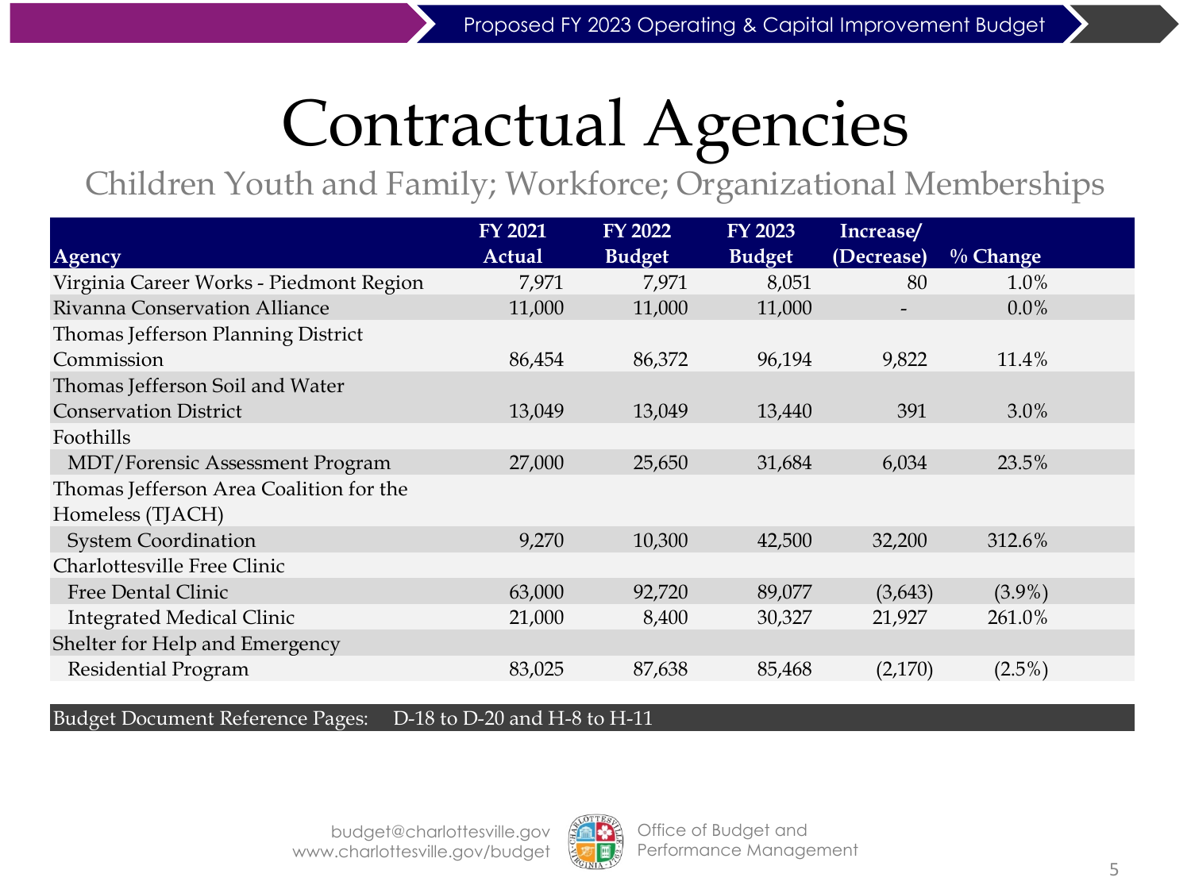# Contractual Agencies

## Children Youth and Family; Workforce; Organizational Memberships

| Agency | FY 2021 Actual | FY 2022 Budget | FY 2023 Budget | Increase/ (Decrease) | % Change |
|---|---|---|---|---|---|
| Virginia Career Works - Piedmont Region | 7,971 | 7,971 | 8,051 | 80 | 1.0% |
| Rivanna Conservation Alliance | 11,000 | 11,000 | 11,000 | - | 0.0% |
| Thomas Jefferson Planning District Commission | 86,454 | 86,372 | 96,194 | 9,822 | 11.4% |
| Thomas Jefferson Soil and Water Conservation District | 13,049 | 13,049 | 13,440 | 391 | 3.0% |
| Foothills | | | | | |
| MDT/Forensic Assessment Program | 27,000 | 25,650 | 31,684 | 6,034 | 23.5% |
| Thomas Jefferson Area Coalition for the Homeless (TJACH) | | | | | |
| System Coordination | 9,270 | 10,300 | 42,500 | 32,200 | 312.6% |
| Charlottesville Free Clinic | | | | | |
| Free Dental Clinic | 63,000 | 92,720 | 89,077 | (3,643) | (3.9%) |
| Integrated Medical Clinic | 21,000 | 8,400 | 30,327 | 21,927 | 261.0% |
| Shelter for Help and Emergency | | | | | |
| Residential Program | 83,025 | 87,638 | 85,468 | (2,170) | (2.5%) |

Budget Document Reference Pages: D-18 to D-20 and H-8 to H-11

budget@charlottesville.gov
www.charlottesville.gov/budget

Office of Budget and Performance Management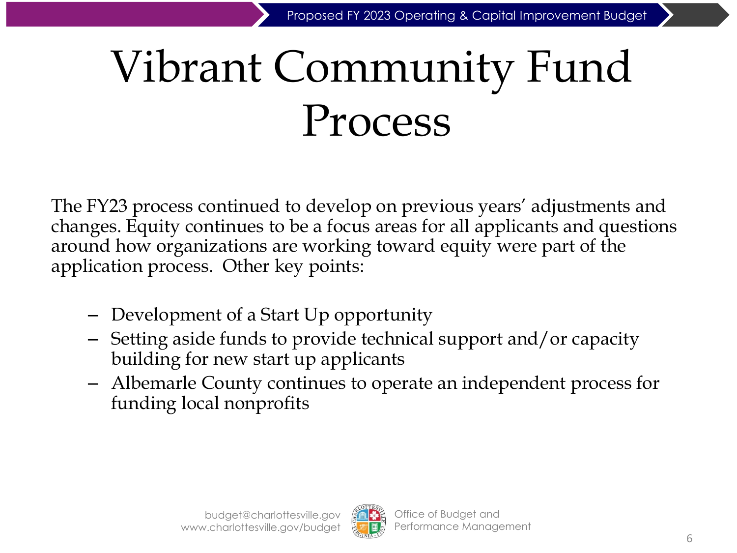# Vibrant Community Fund Process

The FY23 process continued to develop on previous years' adjustments and changes. Equity continues to be a focus areas for all applicants and questions around how organizations are working toward equity were part of the application process. Other key points:

- Development of a Start Up opportunity
- Setting aside funds to provide technical support and/or capacity building for new start up applicants
- Albemarle County continues to operate an independent process for funding local nonprofits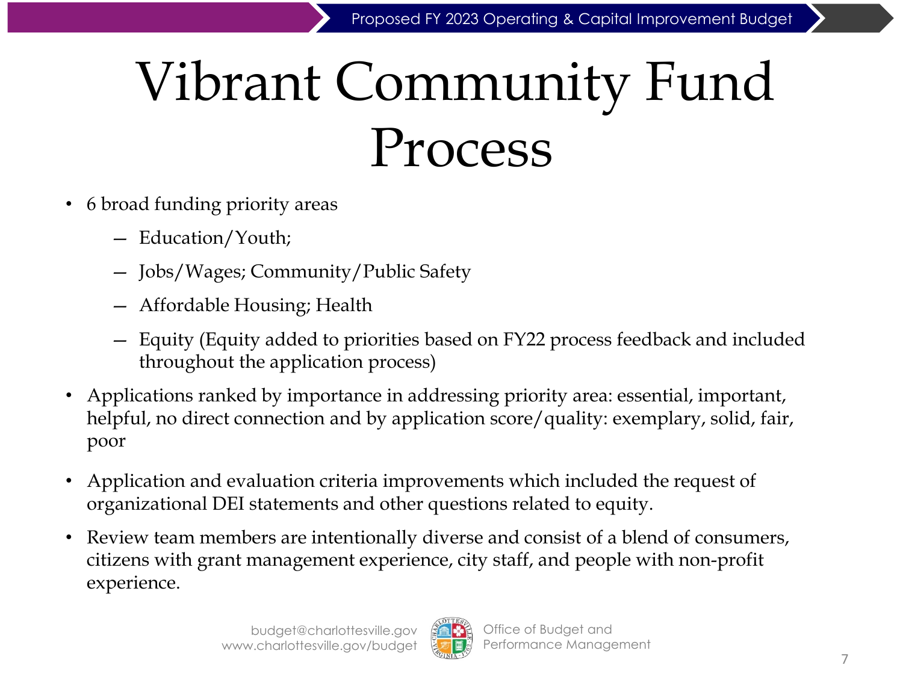# Vibrant Community Fund Process

- 6 broad funding priority areas
  - Education/Youth;
  - Jobs/Wages; Community/Public Safety
  - Affordable Housing; Health
  - Equity (Equity added to priorities based on FY22 process feedback and included throughout the application process)
- Applications ranked by importance in addressing priority area: essential, important, helpful, no direct connection and by application score/quality: exemplary, solid, fair, poor
- Application and evaluation criteria improvements which included the request of organizational DEI statements and other questions related to equity.
- Review team members are intentionally diverse and consist of a blend of consumers, citizens with grant management experience, city staff, and people with non-profit experience.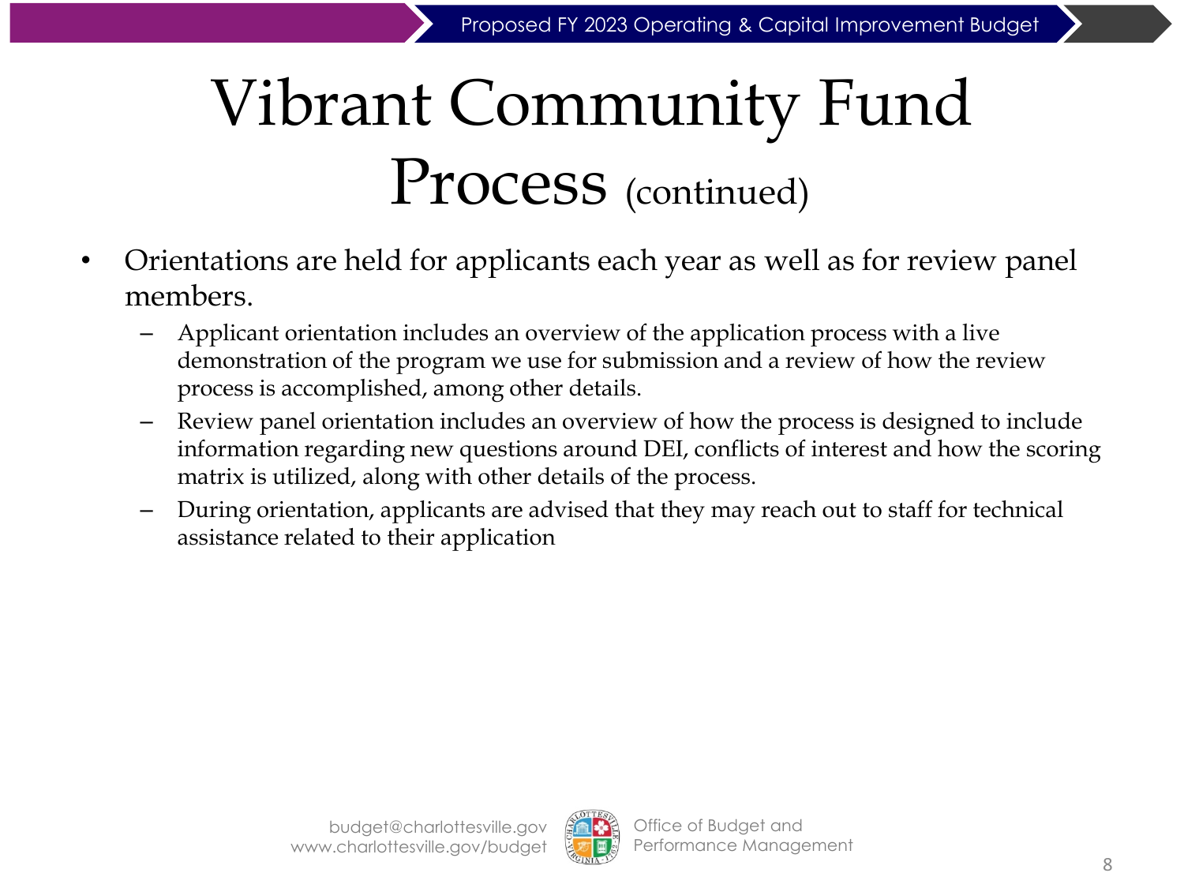# Vibrant Community Fund Process (continued)

- Orientations are held for applicants each year as well as for review panel members.
  - Applicant orientation includes an overview of the application process with a live demonstration of the program we use for submission and a review of how the review process is accomplished, among other details.
  - Review panel orientation includes an overview of how the process is designed to include information regarding new questions around DEI, conflicts of interest and how the scoring matrix is utilized, along with other details of the process.
  - During orientation, applicants are advised that they may reach out to staff for technical assistance related to their application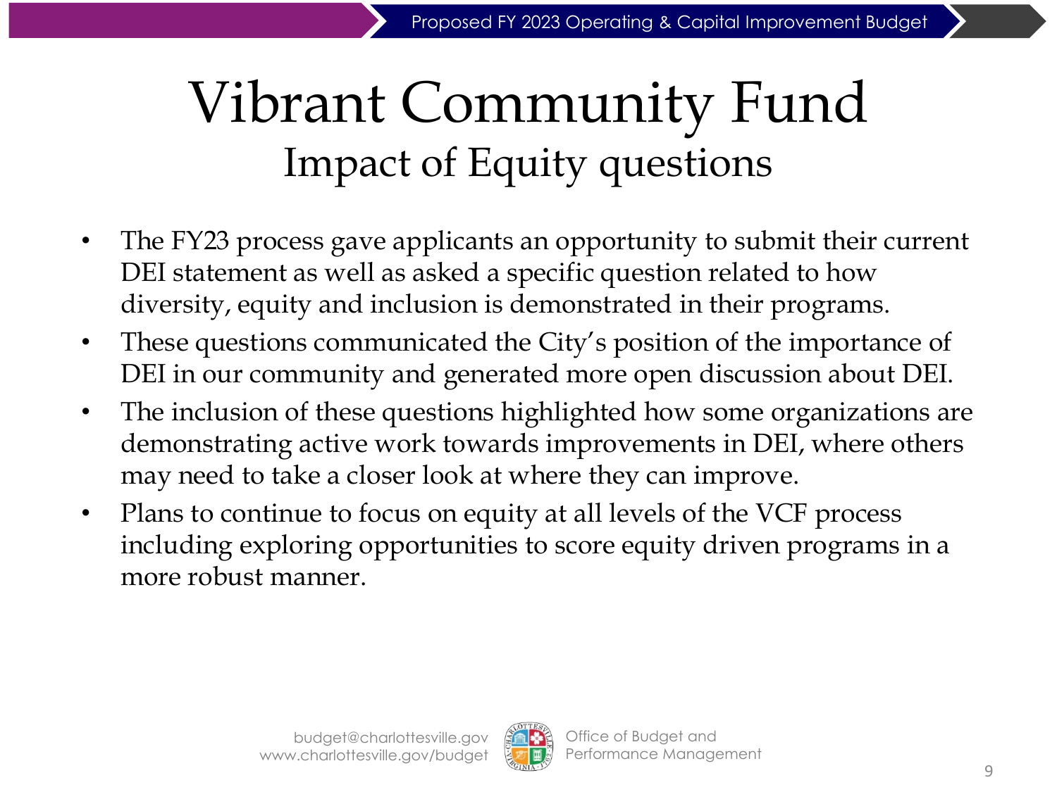# Vibrant Community Fund

## Impact of Equity questions

- The FY23 process gave applicants an opportunity to submit their current DEI statement as well as asked a specific question related to how diversity, equity and inclusion is demonstrated in their programs.
- These questions communicated the City's position of the importance of DEI in our community and generated more open discussion about DEI.
- The inclusion of these questions highlighted how some organizations are demonstrating active work towards improvements in DEI, where others may need to take a closer look at where they can improve.
- Plans to continue to focus on equity at all levels of the VCF process including exploring opportunities to score equity driven programs in a more robust manner.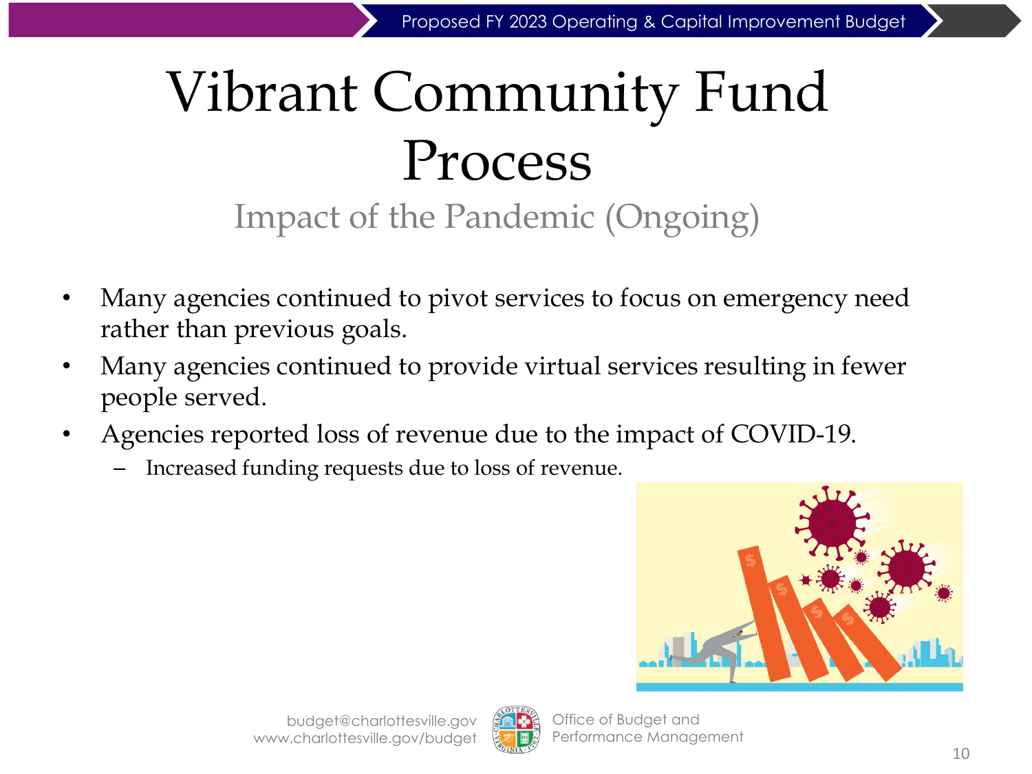# Vibrant Community Fund Process

## Impact of the Pandemic (Ongoing)

- Many agencies continued to pivot services to focus on emergency need rather than previous goals.
- Many agencies continued to provide virtual services resulting in fewer people served.
- Agencies reported loss of revenue due to the impact of COVID-19.
  - Increased funding requests due to loss of revenue.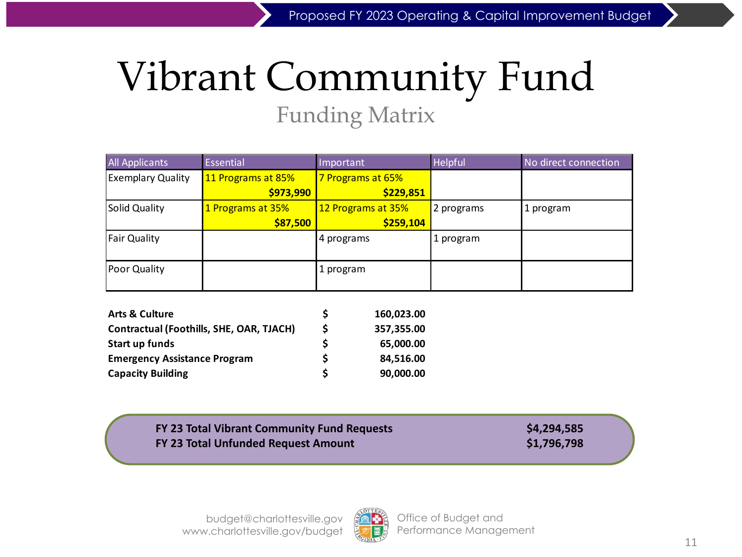# Vibrant Community Fund

## Funding Matrix

| All Applicants | Essential | Important | Helpful | No direct connection |
|---|---|---|---|---|
| Exemplary Quality | 11 Programs at 85% **$973,990** | 7 Programs at 65% **$229,851** | | |
| Solid Quality | 1 Programs at 35% **$87,500** | 12 Programs at 35% **$259,104** | 2 programs | 1 program |
| Fair Quality | | 4 programs | 1 program | |
| Poor Quality | | 1 program | | |

| | | |
|---|---|---|
| **Arts & Culture** | **$** | **160,023.00** |
| **Contractual (Foothills, SHE, OAR, TJACH)** | **$** | **357,355.00** |
| **Start up funds** | **$** | **65,000.00** |
| **Emergency Assistance Program** | **$** | **84,516.00** |
| **Capacity Building** | **$** | **90,000.00** |

**FY 23 Total Vibrant Community Fund Requests** **$4,294,585**

**FY 23 Total Unfunded Request Amount** **$1,796,798**

budget@charlottesville.gov
www.charlottesville.gov/budget

Office of Budget and Performance Management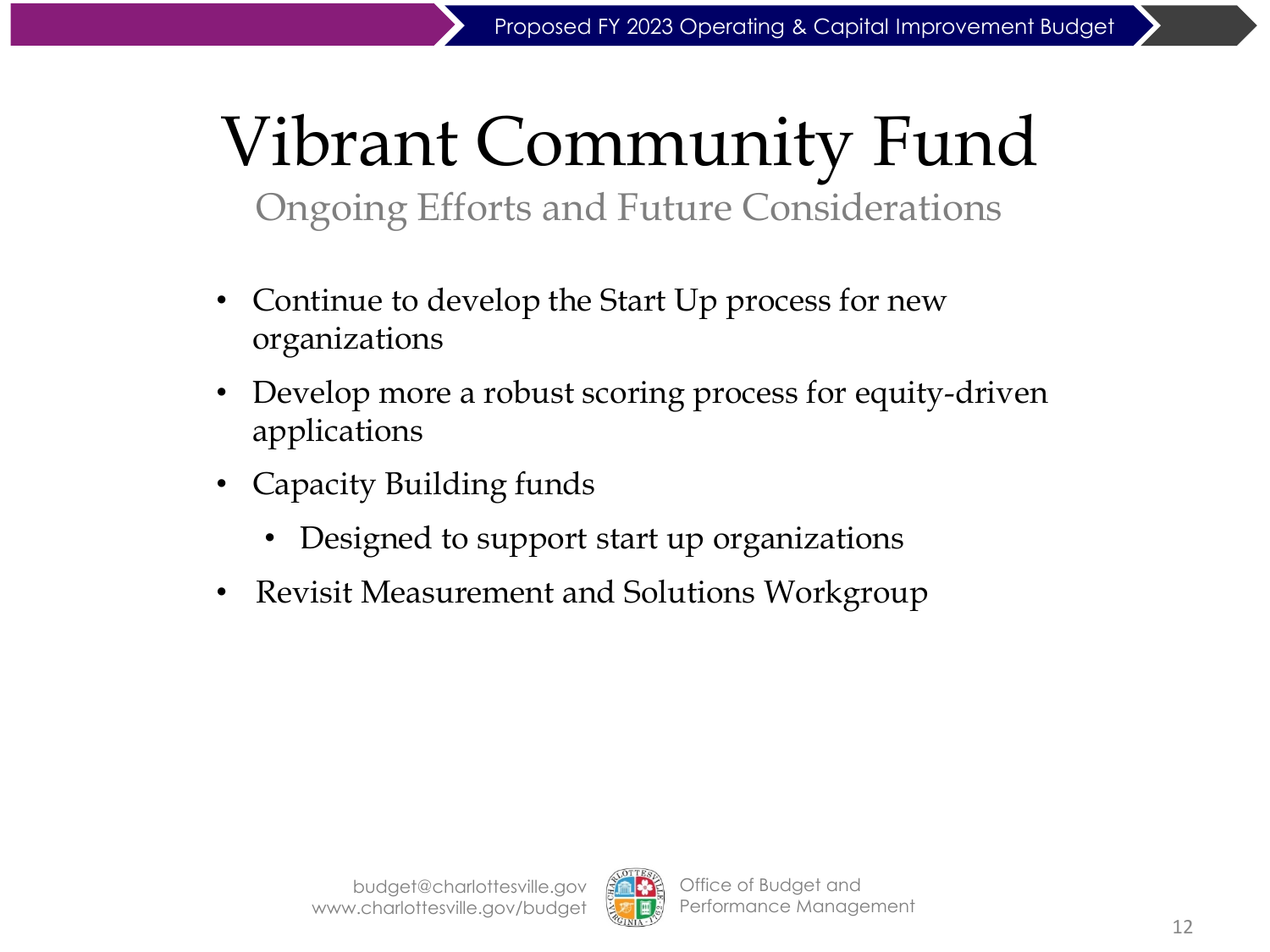# Vibrant Community Fund

## Ongoing Efforts and Future Considerations

- Continue to develop the Start Up process for new organizations
- Develop more a robust scoring process for equity-driven applications
- Capacity Building funds
  - Designed to support start up organizations
- Revisit Measurement and Solutions Workgroup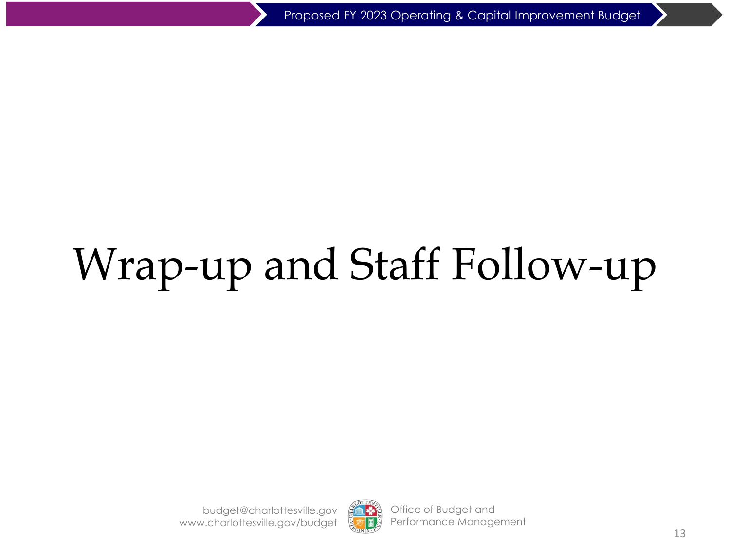# Wrap-up and Staff Follow-up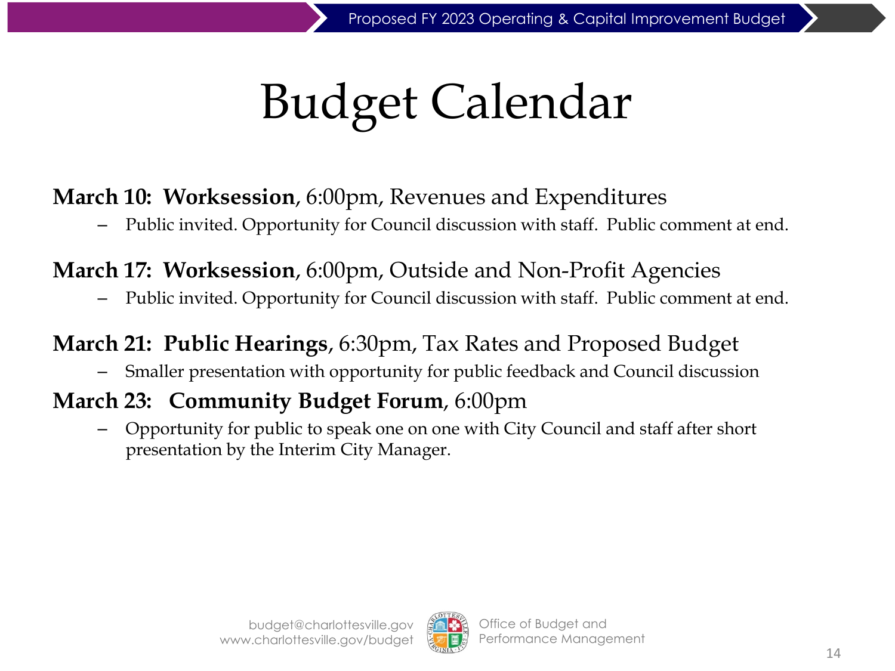# Budget Calendar

**March 10: Worksession**, 6:00pm, Revenues and Expenditures

- Public invited. Opportunity for Council discussion with staff. Public comment at end.

**March 17: Worksession**, 6:00pm, Outside and Non-Profit Agencies

- Public invited. Opportunity for Council discussion with staff. Public comment at end.

**March 21: Public Hearings**, 6:30pm, Tax Rates and Proposed Budget

- Smaller presentation with opportunity for public feedback and Council discussion

**March 23: Community Budget Forum**, 6:00pm

- Opportunity for public to speak one on one with City Council and staff after short presentation by the Interim City Manager.

budget@charlottesville.gov
www.charlottesville.gov/budget

Office of Budget and Performance Management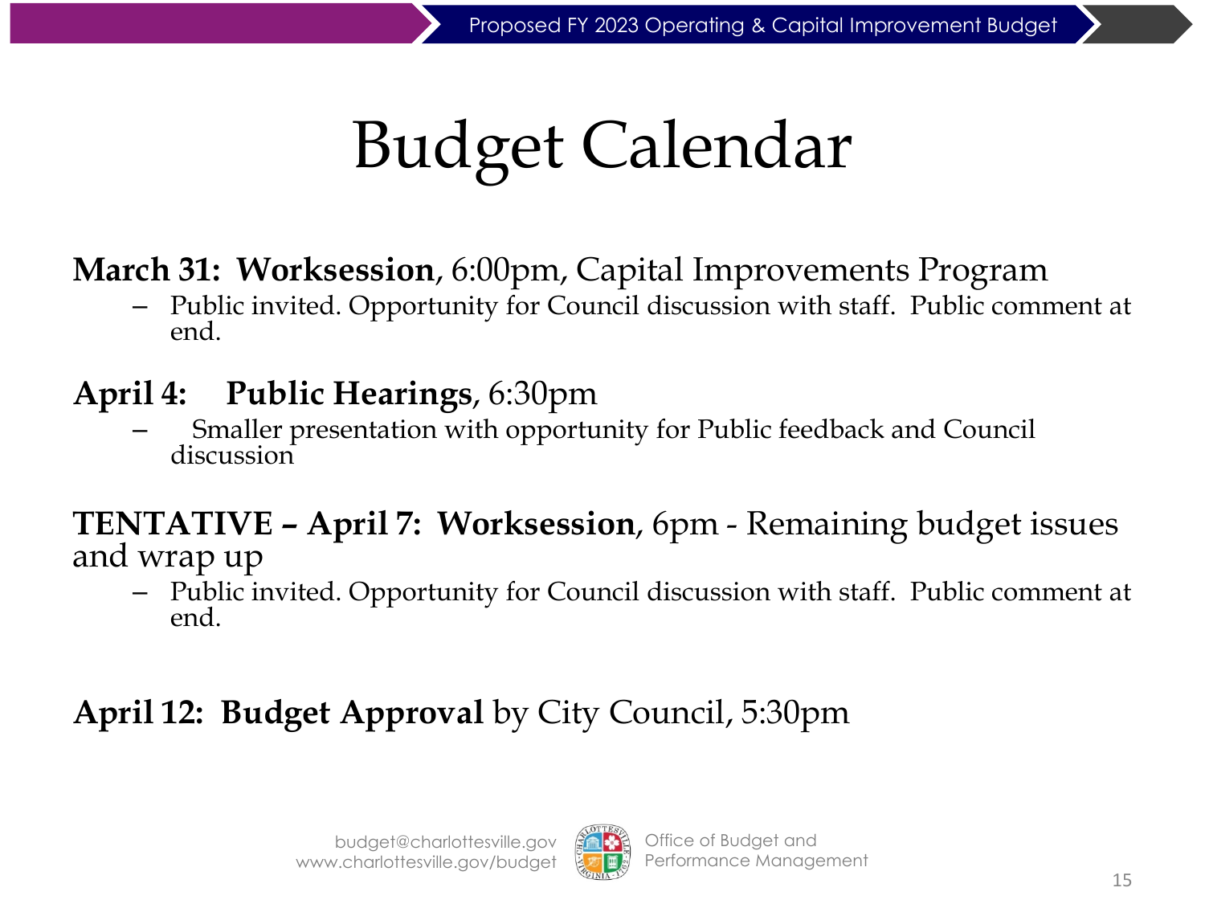# Budget Calendar

**March 31: Worksession**, 6:00pm, Capital Improvements Program

- Public invited. Opportunity for Council discussion with staff. Public comment at end.

**April 4: Public Hearings**, 6:30pm

- Smaller presentation with opportunity for Public feedback and Council discussion

**TENTATIVE – April 7: Worksession**, 6pm - Remaining budget issues and wrap up

- Public invited. Opportunity for Council discussion with staff. Public comment at end.

**April 12: Budget Approval** by City Council, 5:30pm

budget@charlottesville.gov
www.charlottesville.gov/budget

Office of Budget and Performance Management